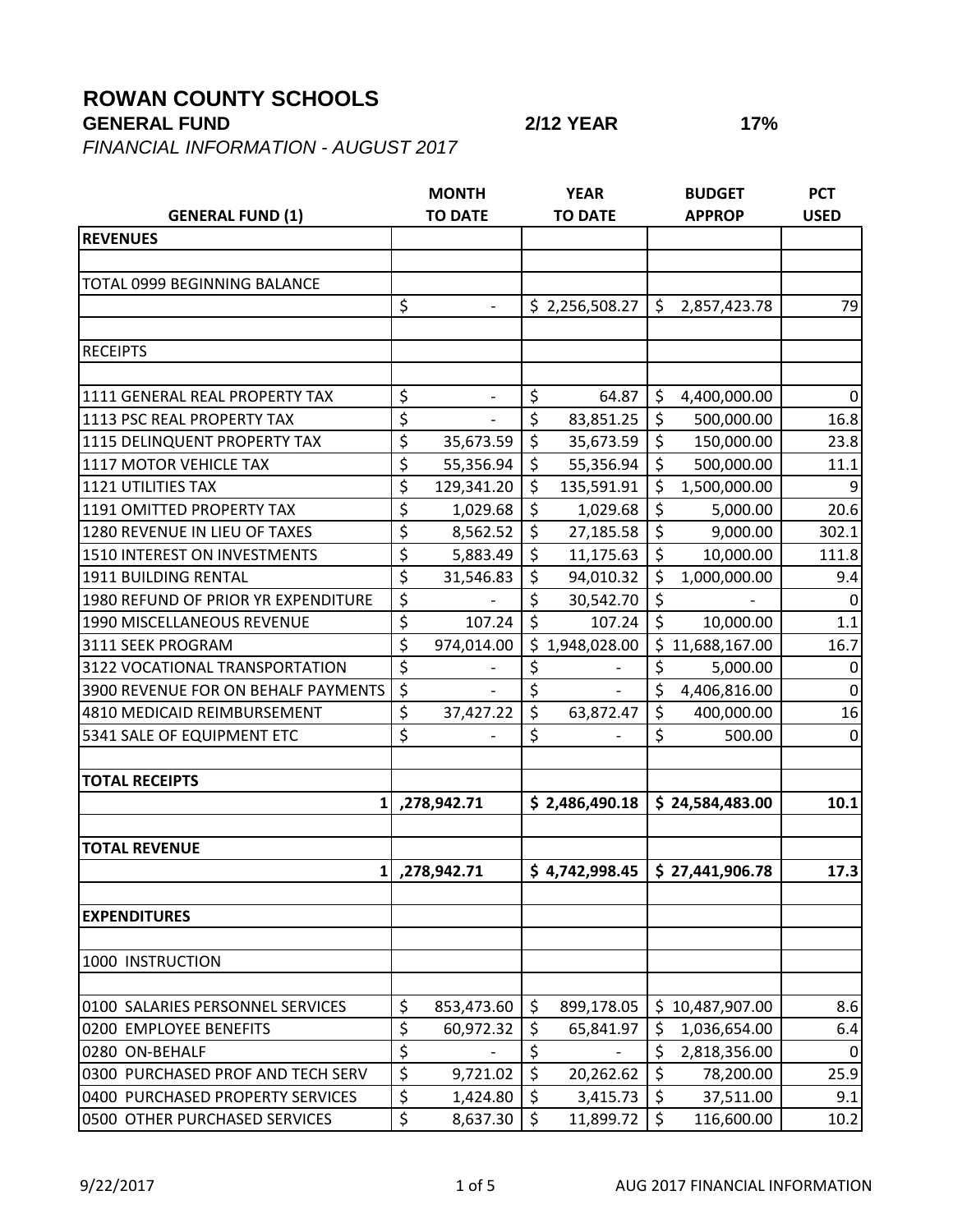# ROWAN COUNTY SCHOOLS

**GENERAL FUND** **2/12 YEAR** **17%**

*FINANCIAL INFORMATION - AUGUST 2017*

| GENERAL FUND (1) | MONTH TO DATE | YEAR TO DATE | BUDGET APPROP | PCT USED |
|---|---|---|---|---|
| **REVENUES** | | | | |
| | | | | |
| TOTAL 0999 BEGINNING BALANCE | | | | |
| | $ - | $ 2,256,508.27 | $ 2,857,423.78 | 79 |
| | | | | |
| RECEIPTS | | | | |
| | | | | |
| 1111 GENERAL REAL PROPERTY TAX | $ - | $ 64.87 | $ 4,400,000.00 | 0 |
| 1113 PSC REAL PROPERTY TAX | $ - | $ 83,851.25 | $ 500,000.00 | 16.8 |
| 1115 DELINQUENT PROPERTY TAX | $ 35,673.59 | $ 35,673.59 | $ 150,000.00 | 23.8 |
| 1117 MOTOR VEHICLE TAX | $ 55,356.94 | $ 55,356.94 | $ 500,000.00 | 11.1 |
| 1121 UTILITIES TAX | $ 129,341.20 | $ 135,591.91 | $ 1,500,000.00 | 9 |
| 1191 OMITTED PROPERTY TAX | $ 1,029.68 | $ 1,029.68 | $ 5,000.00 | 20.6 |
| 1280 REVENUE IN LIEU OF TAXES | $ 8,562.52 | $ 27,185.58 | $ 9,000.00 | 302.1 |
| 1510 INTEREST ON INVESTMENTS | $ 5,883.49 | $ 11,175.63 | $ 10,000.00 | 111.8 |
| 1911 BUILDING RENTAL | $ 31,546.83 | $ 94,010.32 | $ 1,000,000.00 | 9.4 |
| 1980 REFUND OF PRIOR YR EXPENDITURE | $ - | $ 30,542.70 | $ - | 0 |
| 1990 MISCELLANEOUS REVENUE | $ 107.24 | $ 107.24 | $ 10,000.00 | 1.1 |
| 3111 SEEK PROGRAM | $ 974,014.00 | $ 1,948,028.00 | $ 11,688,167.00 | 16.7 |
| 3122 VOCATIONAL TRANSPORTATION | $ - | $ - | $ 5,000.00 | 0 |
| 3900 REVENUE FOR ON BEHALF PAYMENTS | $ - | $ - | $ 4,406,816.00 | 0 |
| 4810 MEDICAID REIMBURSEMENT | $ 37,427.22 | $ 63,872.47 | $ 400,000.00 | 16 |
| 5341 SALE OF EQUIPMENT ETC | $ - | $ - | $ 500.00 | 0 |
| | | | | |
| **TOTAL RECEIPTS** | | | | |
| | **1,278,942.71** | **$ 2,486,490.18** | **$ 24,584,483.00** | **10.1** |
| | | | | |
| **TOTAL REVENUE** | | | | |
| | **1,278,942.71** | **$ 4,742,998.45** | **$ 27,441,906.78** | **17.3** |
| | | | | |
| **EXPENDITURES** | | | | |
| | | | | |
| 1000 INSTRUCTION | | | | |
| | | | | |
| 0100 SALARIES PERSONNEL SERVICES | $ 853,473.60 | $ 899,178.05 | $ 10,487,907.00 | 8.6 |
| 0200 EMPLOYEE BENEFITS | $ 60,972.32 | $ 65,841.97 | $ 1,036,654.00 | 6.4 |
| 0280 ON-BEHALF | $ - | $ - | $ 2,818,356.00 | 0 |
| 0300 PURCHASED PROF AND TECH SERV | $ 9,721.02 | $ 20,262.62 | $ 78,200.00 | 25.9 |
| 0400 PURCHASED PROPERTY SERVICES | $ 1,424.80 | $ 3,415.73 | $ 37,511.00 | 9.1 |
| 0500 OTHER PURCHASED SERVICES | $ 8,637.30 | $ 11,899.72 | $ 116,600.00 | 10.2 |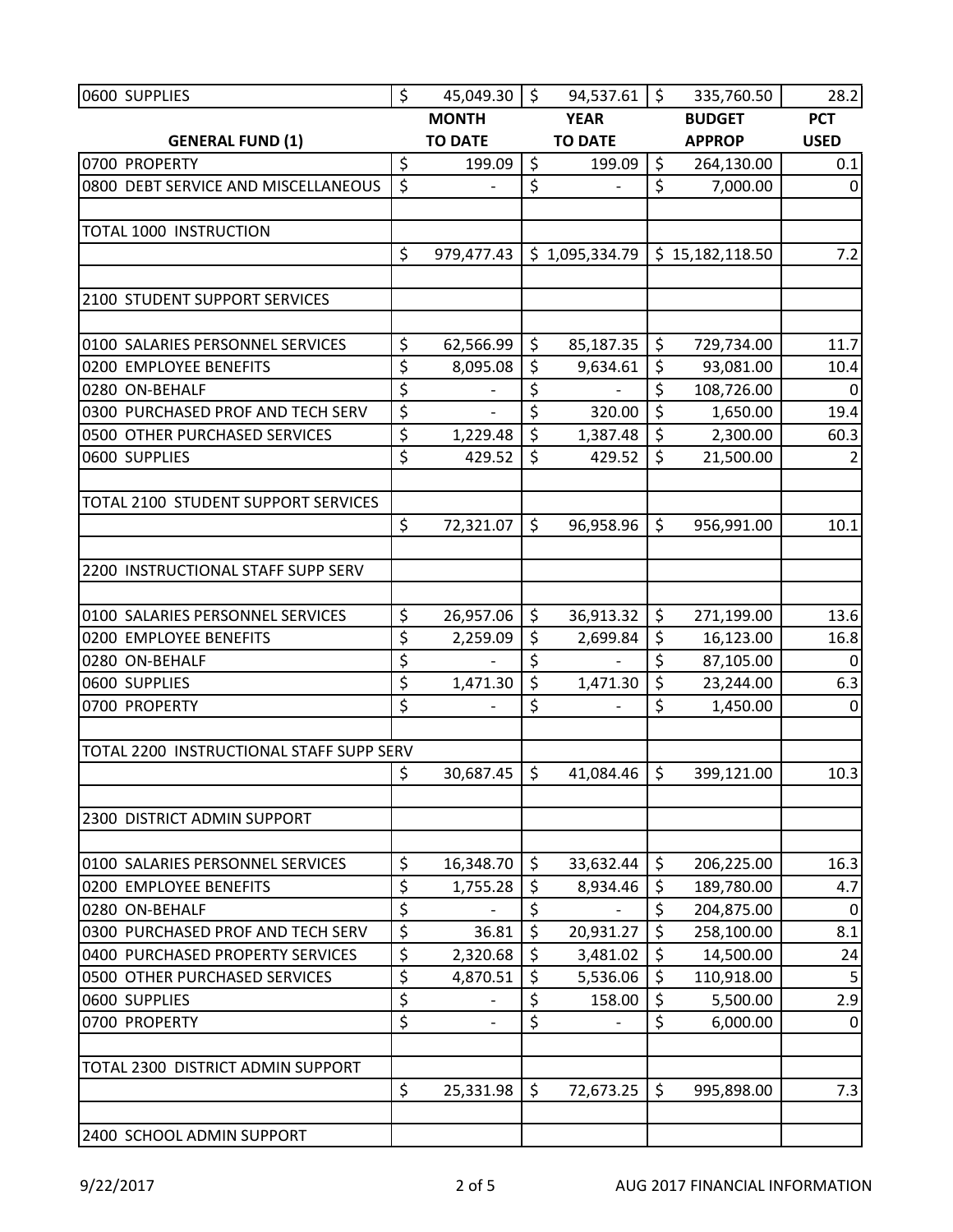| GENERAL FUND (1) | MONTH TO DATE | YEAR TO DATE | BUDGET APPROP | PCT USED |
|---|---|---|---|---|
| 0600 SUPPLIES | $ 45,049.30 | $ 94,537.61 | $ 335,760.50 | 28.2 |
| 0700 PROPERTY | $ 199.09 | $ 199.09 | $ 264,130.00 | 0.1 |
| 0800 DEBT SERVICE AND MISCELLANEOUS | $ - | $ - | $ 7,000.00 | 0 |
| | | | | |
| TOTAL 1000 INSTRUCTION | | | | |
| | $ 979,477.43 | $ 1,095,334.79 | $ 15,182,118.50 | 7.2 |
| | | | | |
| 2100 STUDENT SUPPORT SERVICES | | | | |
| | | | | |
| 0100 SALARIES PERSONNEL SERVICES | $ 62,566.99 | $ 85,187.35 | $ 729,734.00 | 11.7 |
| 0200 EMPLOYEE BENEFITS | $ 8,095.08 | $ 9,634.61 | $ 93,081.00 | 10.4 |
| 0280 ON-BEHALF | $ - | $ - | $ 108,726.00 | 0 |
| 0300 PURCHASED PROF AND TECH SERV | $ - | $ 320.00 | $ 1,650.00 | 19.4 |
| 0500 OTHER PURCHASED SERVICES | $ 1,229.48 | $ 1,387.48 | $ 2,300.00 | 60.3 |
| 0600 SUPPLIES | $ 429.52 | $ 429.52 | $ 21,500.00 | 2 |
| | | | | |
| TOTAL 2100 STUDENT SUPPORT SERVICES | | | | |
| | $ 72,321.07 | $ 96,958.96 | $ 956,991.00 | 10.1 |
| | | | | |
| 2200 INSTRUCTIONAL STAFF SUPP SERV | | | | |
| | | | | |
| 0100 SALARIES PERSONNEL SERVICES | $ 26,957.06 | $ 36,913.32 | $ 271,199.00 | 13.6 |
| 0200 EMPLOYEE BENEFITS | $ 2,259.09 | $ 2,699.84 | $ 16,123.00 | 16.8 |
| 0280 ON-BEHALF | $ - | $ - | $ 87,105.00 | 0 |
| 0600 SUPPLIES | $ 1,471.30 | $ 1,471.30 | $ 23,244.00 | 6.3 |
| 0700 PROPERTY | $ - | $ - | $ 1,450.00 | 0 |
| | | | | |
| TOTAL 2200 INSTRUCTIONAL STAFF SUPP SERV | | | | |
| | $ 30,687.45 | $ 41,084.46 | $ 399,121.00 | 10.3 |
| | | | | |
| 2300 DISTRICT ADMIN SUPPORT | | | | |
| | | | | |
| 0100 SALARIES PERSONNEL SERVICES | $ 16,348.70 | $ 33,632.44 | $ 206,225.00 | 16.3 |
| 0200 EMPLOYEE BENEFITS | $ 1,755.28 | $ 8,934.46 | $ 189,780.00 | 4.7 |
| 0280 ON-BEHALF | $ - | $ - | $ 204,875.00 | 0 |
| 0300 PURCHASED PROF AND TECH SERV | $ 36.81 | $ 20,931.27 | $ 258,100.00 | 8.1 |
| 0400 PURCHASED PROPERTY SERVICES | $ 2,320.68 | $ 3,481.02 | $ 14,500.00 | 24 |
| 0500 OTHER PURCHASED SERVICES | $ 4,870.51 | $ 5,536.06 | $ 110,918.00 | 5 |
| 0600 SUPPLIES | $ - | $ 158.00 | $ 5,500.00 | 2.9 |
| 0700 PROPERTY | $ - | $ - | $ 6,000.00 | 0 |
| | | | | |
| TOTAL 2300 DISTRICT ADMIN SUPPORT | | | | |
| | $ 25,331.98 | $ 72,673.25 | $ 995,898.00 | 7.3 |
| | | | | |
| 2400 SCHOOL ADMIN SUPPORT | | | | |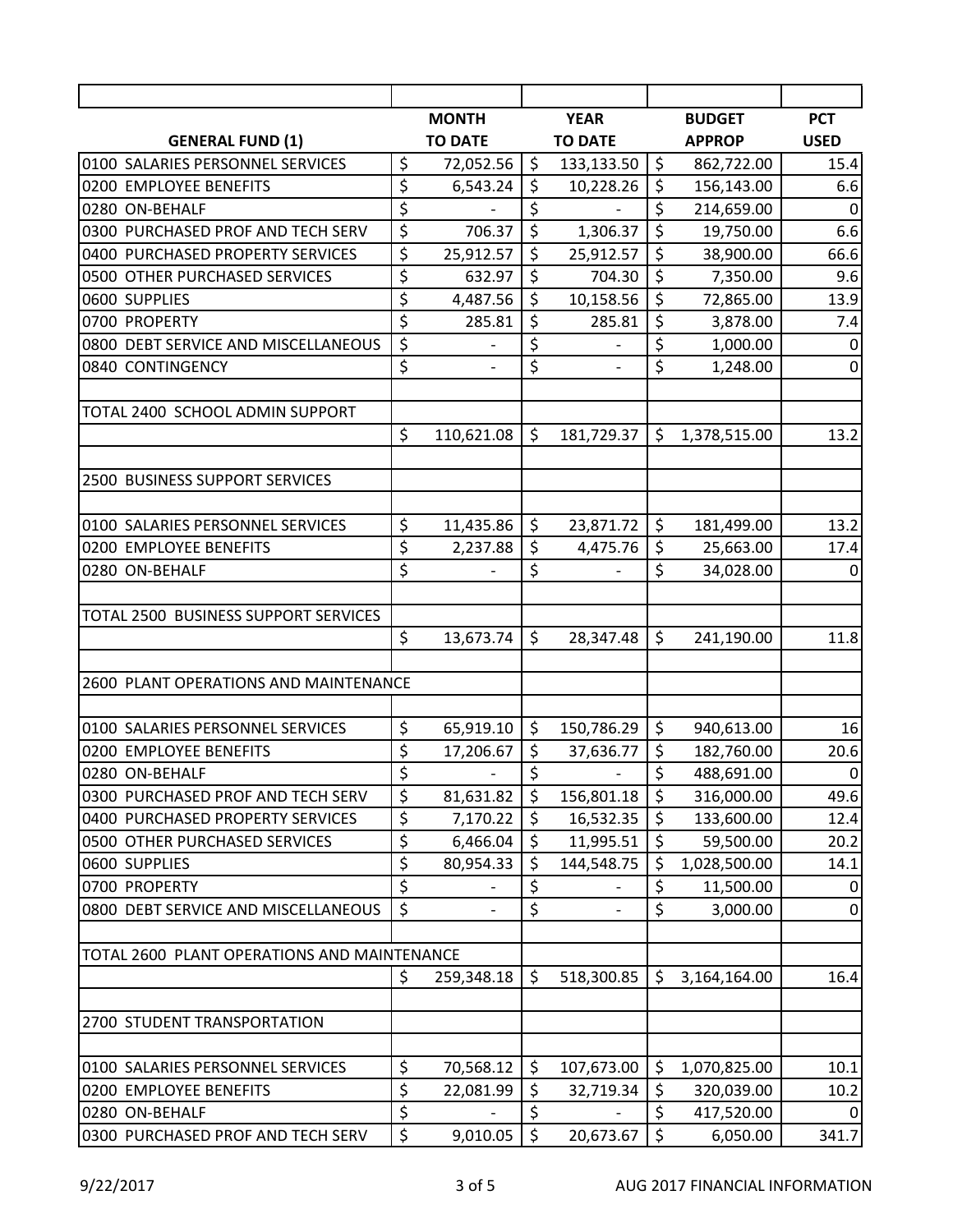| GENERAL FUND (1) | MONTH TO DATE | YEAR TO DATE | BUDGET APPROP | PCT USED |
|---|---|---|---|---|
| 0100 SALARIES PERSONNEL SERVICES | $ 72,052.56 | $ 133,133.50 | $ 862,722.00 | 15.4 |
| 0200 EMPLOYEE BENEFITS | $ 6,543.24 | $ 10,228.26 | $ 156,143.00 | 6.6 |
| 0280 ON-BEHALF | $ - | $ - | $ 214,659.00 | 0 |
| 0300 PURCHASED PROF AND TECH SERV | $ 706.37 | $ 1,306.37 | $ 19,750.00 | 6.6 |
| 0400 PURCHASED PROPERTY SERVICES | $ 25,912.57 | $ 25,912.57 | $ 38,900.00 | 66.6 |
| 0500 OTHER PURCHASED SERVICES | $ 632.97 | $ 704.30 | $ 7,350.00 | 9.6 |
| 0600 SUPPLIES | $ 4,487.56 | $ 10,158.56 | $ 72,865.00 | 13.9 |
| 0700 PROPERTY | $ 285.81 | $ 285.81 | $ 3,878.00 | 7.4 |
| 0800 DEBT SERVICE AND MISCELLANEOUS | $ - | $ - | $ 1,000.00 | 0 |
| 0840 CONTINGENCY | $ - | $ - | $ 1,248.00 | 0 |
| | | | | |
| TOTAL 2400 SCHOOL ADMIN SUPPORT | | | | |
| | $ 110,621.08 | $ 181,729.37 | $ 1,378,515.00 | 13.2 |
| | | | | |
| 2500 BUSINESS SUPPORT SERVICES | | | | |
| | | | | |
| 0100 SALARIES PERSONNEL SERVICES | $ 11,435.86 | $ 23,871.72 | $ 181,499.00 | 13.2 |
| 0200 EMPLOYEE BENEFITS | $ 2,237.88 | $ 4,475.76 | $ 25,663.00 | 17.4 |
| 0280 ON-BEHALF | $ - | $ - | $ 34,028.00 | 0 |
| | | | | |
| TOTAL 2500 BUSINESS SUPPORT SERVICES | | | | |
| | $ 13,673.74 | $ 28,347.48 | $ 241,190.00 | 11.8 |
| | | | | |
| 2600 PLANT OPERATIONS AND MAINTENANCE | | | | |
| | | | | |
| 0100 SALARIES PERSONNEL SERVICES | $ 65,919.10 | $ 150,786.29 | $ 940,613.00 | 16 |
| 0200 EMPLOYEE BENEFITS | $ 17,206.67 | $ 37,636.77 | $ 182,760.00 | 20.6 |
| 0280 ON-BEHALF | $ - | $ - | $ 488,691.00 | 0 |
| 0300 PURCHASED PROF AND TECH SERV | $ 81,631.82 | $ 156,801.18 | $ 316,000.00 | 49.6 |
| 0400 PURCHASED PROPERTY SERVICES | $ 7,170.22 | $ 16,532.35 | $ 133,600.00 | 12.4 |
| 0500 OTHER PURCHASED SERVICES | $ 6,466.04 | $ 11,995.51 | $ 59,500.00 | 20.2 |
| 0600 SUPPLIES | $ 80,954.33 | $ 144,548.75 | $ 1,028,500.00 | 14.1 |
| 0700 PROPERTY | $ - | $ - | $ 11,500.00 | 0 |
| 0800 DEBT SERVICE AND MISCELLANEOUS | $ - | $ - | $ 3,000.00 | 0 |
| | | | | |
| TOTAL 2600 PLANT OPERATIONS AND MAINTENANCE | | | | |
| | $ 259,348.18 | $ 518,300.85 | $ 3,164,164.00 | 16.4 |
| | | | | |
| 2700 STUDENT TRANSPORTATION | | | | |
| | | | | |
| 0100 SALARIES PERSONNEL SERVICES | $ 70,568.12 | $ 107,673.00 | $ 1,070,825.00 | 10.1 |
| 0200 EMPLOYEE BENEFITS | $ 22,081.99 | $ 32,719.34 | $ 320,039.00 | 10.2 |
| 0280 ON-BEHALF | $ - | $ - | $ 417,520.00 | 0 |
| 0300 PURCHASED PROF AND TECH SERV | $ 9,010.05 | $ 20,673.67 | $ 6,050.00 | 341.7 |

9/22/2017 AUG 2017 FINANCIAL INFORMATION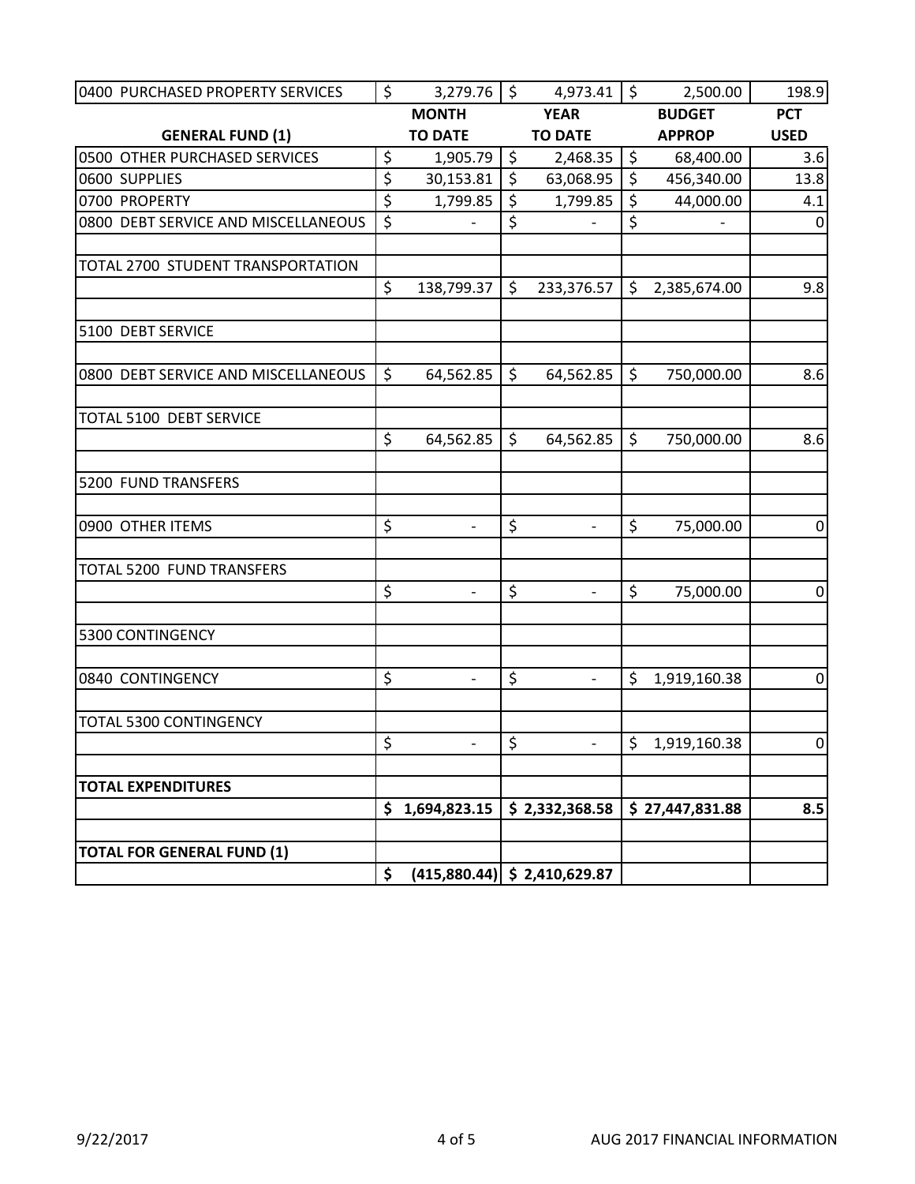| 0400 PURCHASED PROPERTY SERVICES | $ 3,279.76 | $ 4,973.41 | $ 2,500.00 | 198.9 |
|---|---|---|---|---|
| **GENERAL FUND (1)** | **MONTH TO DATE** | **YEAR TO DATE** | **BUDGET APPROP** | **PCT USED** |
| 0500 OTHER PURCHASED SERVICES | $ 1,905.79 | $ 2,468.35 | $ 68,400.00 | 3.6 |
| 0600 SUPPLIES | $ 30,153.81 | $ 63,068.95 | $ 456,340.00 | 13.8 |
| 0700 PROPERTY | $ 1,799.85 | $ 1,799.85 | $ 44,000.00 | 4.1 |
| 0800 DEBT SERVICE AND MISCELLANEOUS | $ - | $ - | $ - | 0 |
| | | | | |
| TOTAL 2700 STUDENT TRANSPORTATION | | | | |
| | $ 138,799.37 | $ 233,376.57 | $ 2,385,674.00 | 9.8 |
| | | | | |
| 5100 DEBT SERVICE | | | | |
| | | | | |
| 0800 DEBT SERVICE AND MISCELLANEOUS | $ 64,562.85 | $ 64,562.85 | $ 750,000.00 | 8.6 |
| | | | | |
| TOTAL 5100 DEBT SERVICE | | | | |
| | $ 64,562.85 | $ 64,562.85 | $ 750,000.00 | 8.6 |
| | | | | |
| 5200 FUND TRANSFERS | | | | |
| | | | | |
| 0900 OTHER ITEMS | $ - | $ - | $ 75,000.00 | 0 |
| | | | | |
| TOTAL 5200 FUND TRANSFERS | | | | |
| | $ - | $ - | $ 75,000.00 | 0 |
| | | | | |
| 5300 CONTINGENCY | | | | |
| | | | | |
| 0840 CONTINGENCY | $ - | $ - | $ 1,919,160.38 | 0 |
| | | | | |
| TOTAL 5300 CONTINGENCY | | | | |
| | $ - | $ - | $ 1,919,160.38 | 0 |
| | | | | |
| **TOTAL EXPENDITURES** | | | | |
| | **$ 1,694,823.15** | **$ 2,332,368.58** | **$ 27,447,831.88** | **8.5** |
| | | | | |
| **TOTAL FOR GENERAL FUND (1)** | | | | |
| | **$ (415,880.44)** | **$ 2,410,629.87** | | |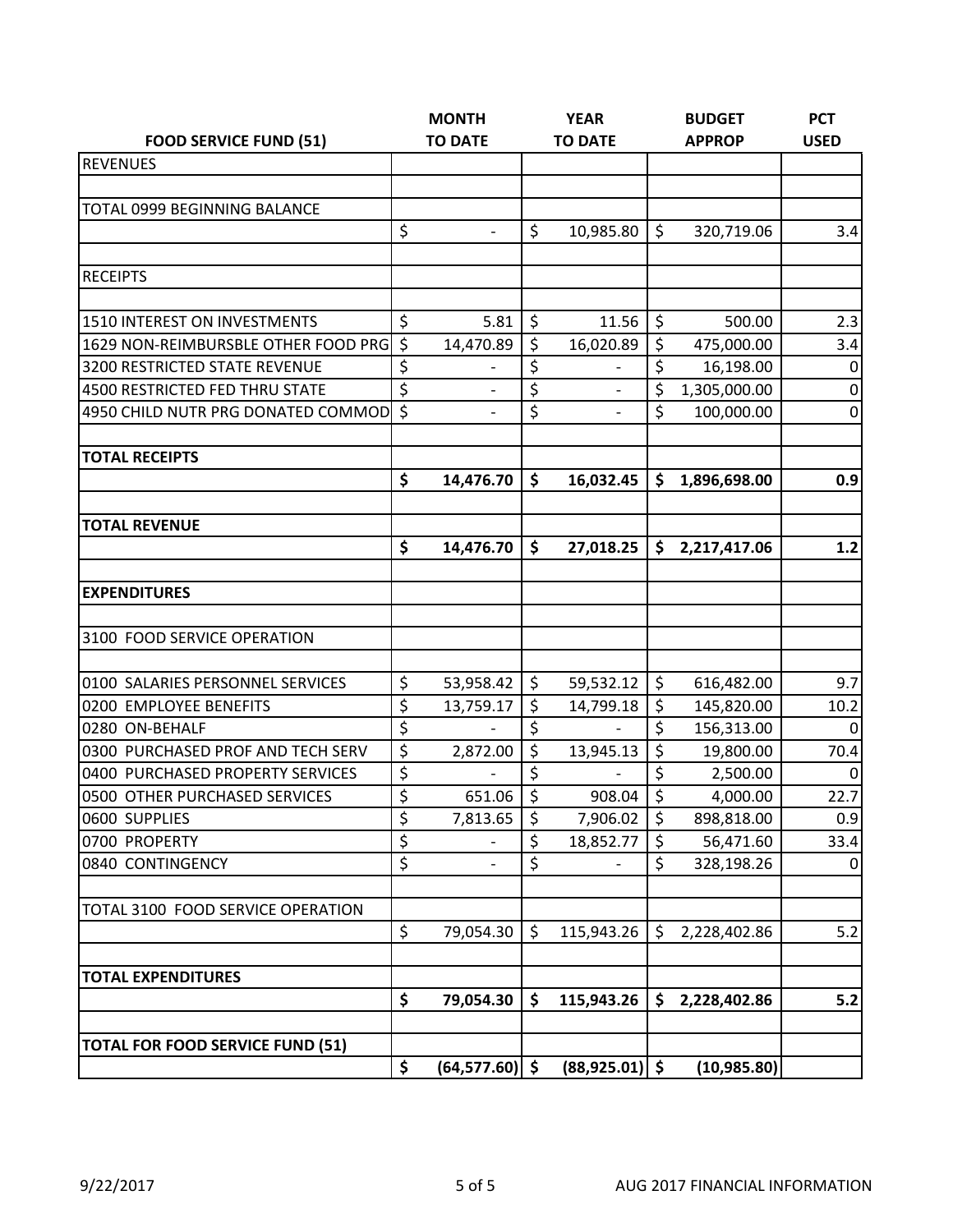| FOOD SERVICE FUND (51) | MONTH TO DATE | YEAR TO DATE | BUDGET APPROP | PCT USED |
|---|---|---|---|---|
| REVENUES | | | | |
| | | | | |
| TOTAL 0999 BEGINNING BALANCE | | | | |
| | $ - | $ 10,985.80 | $ 320,719.06 | 3.4 |
| | | | | |
| RECEIPTS | | | | |
| | | | | |
| 1510 INTEREST ON INVESTMENTS | $ 5.81 | $ 11.56 | $ 500.00 | 2.3 |
| 1629 NON-REIMBURSBLE OTHER FOOD PRG | $ 14,470.89 | $ 16,020.89 | $ 475,000.00 | 3.4 |
| 3200 RESTRICTED STATE REVENUE | $ - | $ - | $ 16,198.00 | 0 |
| 4500 RESTRICTED FED THRU STATE | $ - | $ - | $ 1,305,000.00 | 0 |
| 4950 CHILD NUTR PRG DONATED COMMOD | $ - | $ - | $ 100,000.00 | 0 |
| | | | | |
| **TOTAL RECEIPTS** | | | | |
| | **$ 14,476.70** | **$ 16,032.45** | **$ 1,896,698.00** | **0.9** |
| | | | | |
| **TOTAL REVENUE** | | | | |
| | **$ 14,476.70** | **$ 27,018.25** | **$ 2,217,417.06** | **1.2** |
| | | | | |
| **EXPENDITURES** | | | | |
| | | | | |
| 3100 FOOD SERVICE OPERATION | | | | |
| | | | | |
| 0100 SALARIES PERSONNEL SERVICES | $ 53,958.42 | $ 59,532.12 | $ 616,482.00 | 9.7 |
| 0200 EMPLOYEE BENEFITS | $ 13,759.17 | $ 14,799.18 | $ 145,820.00 | 10.2 |
| 0280 ON-BEHALF | $ - | $ - | $ 156,313.00 | 0 |
| 0300 PURCHASED PROF AND TECH SERV | $ 2,872.00 | $ 13,945.13 | $ 19,800.00 | 70.4 |
| 0400 PURCHASED PROPERTY SERVICES | $ - | $ - | $ 2,500.00 | 0 |
| 0500 OTHER PURCHASED SERVICES | $ 651.06 | $ 908.04 | $ 4,000.00 | 22.7 |
| 0600 SUPPLIES | $ 7,813.65 | $ 7,906.02 | $ 898,818.00 | 0.9 |
| 0700 PROPERTY | $ - | $ 18,852.77 | $ 56,471.60 | 33.4 |
| 0840 CONTINGENCY | $ - | $ - | $ 328,198.26 | 0 |
| | | | | |
| TOTAL 3100 FOOD SERVICE OPERATION | | | | |
| | $ 79,054.30 | $ 115,943.26 | $ 2,228,402.86 | 5.2 |
| | | | | |
| **TOTAL EXPENDITURES** | | | | |
| | **$ 79,054.30** | **$ 115,943.26** | **$ 2,228,402.86** | **5.2** |
| | | | | |
| **TOTAL FOR FOOD SERVICE FUND (51)** | | | | |
| | **$ (64,577.60)** | **$ (88,925.01)** | **$ (10,985.80)** | |